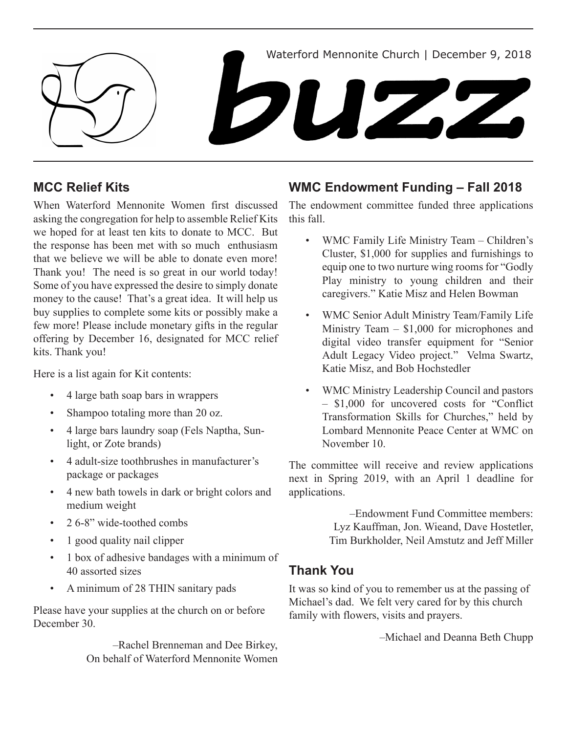Waterford Mennonite Church | December 9, 2018

# buzz

## MCC Relief Kits

When Waterford Mennonite Women first discussed asking the congregation for help to assemble Relief Kits we hoped for at least ten kits to donate to MCC. But the response has been met with so much enthusiasm that we believe we will be able to donate even more! Thank you! The need is so great in our world today! Some of you have expressed the desire to simply donate money to the cause! That's a great idea. It will help us buy supplies to complete some kits or possibly make a few more! Please include monetary gifts in the regular offering by December 16, designated for MCC relief kits. Thank you!

Here is a list again for Kit contents:

- 4 large bath soap bars in wrappers
- Shampoo totaling more than 20 oz.
- 4 large bars laundry soap (Fels Naptha, Sunlight, or Zote brands)
- 4 adult-size toothbrushes in manufacturer's package or packages
- 4 new bath towels in dark or bright colors and medium weight
- 2 6-8" wide-toothed combs
- 1 good quality nail clipper
- 1 box of adhesive bandages with a minimum of 40 assorted sizes
- A minimum of 28 THIN sanitary pads

Please have your supplies at the church on or before December 30.

–Rachel Brenneman and Dee Birkey,
On behalf of Waterford Mennonite Women

## WMC Endowment Funding – Fall 2018

The endowment committee funded three applications this fall.

- WMC Family Life Ministry Team – Children's Cluster, $1,000 for supplies and furnishings to equip one to two nurture wing rooms for "Godly Play ministry to young children and their caregivers." Katie Misz and Helen Bowman
- WMC Senior Adult Ministry Team/Family Life Ministry Team – $1,000 for microphones and digital video transfer equipment for "Senior Adult Legacy Video project." Velma Swartz, Katie Misz, and Bob Hochstedler
- WMC Ministry Leadership Council and pastors – $1,000 for uncovered costs for "Conflict Transformation Skills for Churches," held by Lombard Mennonite Peace Center at WMC on November 10.

The committee will receive and review applications next in Spring 2019, with an April 1 deadline for applications.

–Endowment Fund Committee members:
Lyz Kauffman, Jon. Wieand, Dave Hostetler,
Tim Burkholder, Neil Amstutz and Jeff Miller

## Thank You

It was so kind of you to remember us at the passing of Michael's dad. We felt very cared for by this church family with flowers, visits and prayers.

–Michael and Deanna Beth Chupp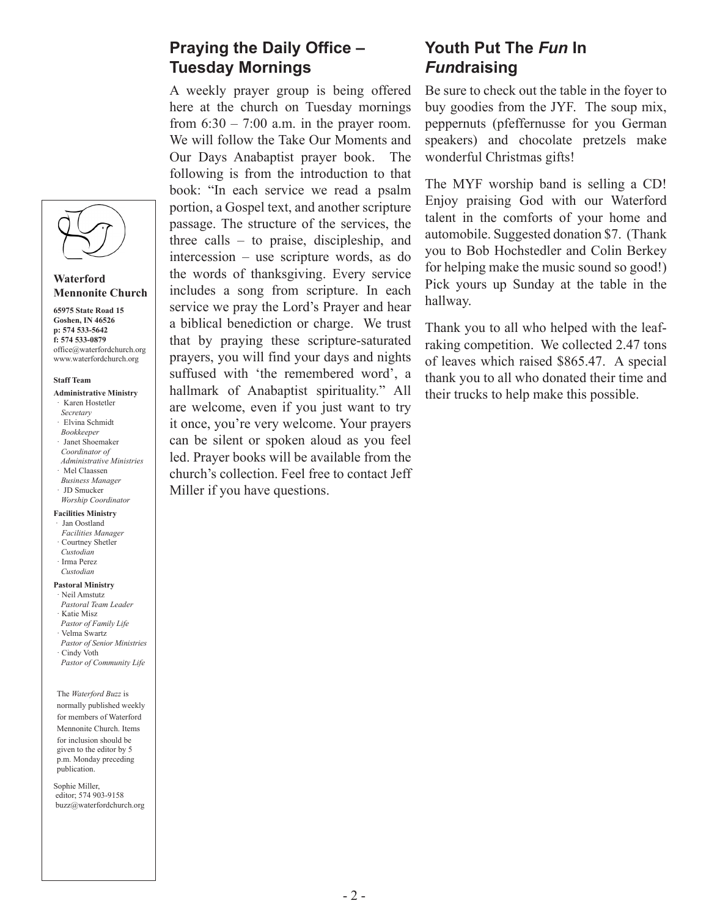## Praying the Daily Office – Tuesday Mornings

A weekly prayer group is being offered here at the church on Tuesday mornings from 6:30 – 7:00 a.m. in the prayer room. We will follow the Take Our Moments and Our Days Anabaptist prayer book. The following is from the introduction to that book: "In each service we read a psalm portion, a Gospel text, and another scripture passage. The structure of the services, the three calls – to praise, discipleship, and intercession – use scripture words, as do the words of thanksgiving. Every service includes a song from scripture. In each service we pray the Lord's Prayer and hear a biblical benediction or charge. We trust that by praying these scripture-saturated prayers, you will find your days and nights suffused with 'the remembered word', a hallmark of Anabaptist spirituality." All are welcome, even if you just want to try it once, you're very welcome. Your prayers can be silent or spoken aloud as you feel led. Prayer books will be available from the church's collection. Feel free to contact Jeff Miller if you have questions.

## Youth Put The *Fun* In *Fun*draising

Be sure to check out the table in the foyer to buy goodies from the JYF. The soup mix, peppernuts (pfeffernusse for you German speakers) and chocolate pretzels make wonderful Christmas gifts!

The MYF worship band is selling a CD! Enjoy praising God with our Waterford talent in the comforts of your home and automobile. Suggested donation $7. (Thank you to Bob Hochstedler and Colin Berkey for helping make the music sound so good!) Pick yours up Sunday at the table in the hallway.

Thank you to all who helped with the leaf-raking competition. We collected 2.47 tons of leaves which raised $865.47. A special thank you to all who donated their time and their trucks to help make this possible.

**Waterford Mennonite Church**

**65975 State Road 15**
**Goshen, IN 46526**
**p: 574 533-5642**
**f: 574 533-0879**
office@waterfordchurch.org
www.waterfordchurch.org

**Staff Team**

**Administrative Ministry**
- Karen Hostetler, *Secretary*
- Elvina Schmidt, *Bookkeeper*
- Janet Shoemaker, *Coordinator of Administrative Ministries*
- Mel Claassen, *Business Manager*
- JD Smucker, *Worship Coordinator*

**Facilities Ministry**
- Jan Oostland, *Facilities Manager*
- Courtney Shetler, *Custodian*
- Irma Perez, *Custodian*

**Pastoral Ministry**
- Neil Amstutz, *Pastoral Team Leader*
- Katie Misz, *Pastor of Family Life*
- Velma Swartz, *Pastor of Senior Ministries*
- Cindy Voth, *Pastor of Community Life*

The *Waterford Buzz* is normally published weekly for members of Waterford Mennonite Church. Items for inclusion should be given to the editor by 5 p.m. Monday preceding publication.

Sophie Miller, editor; 574 903-9158
buzz@waterfordchurch.org